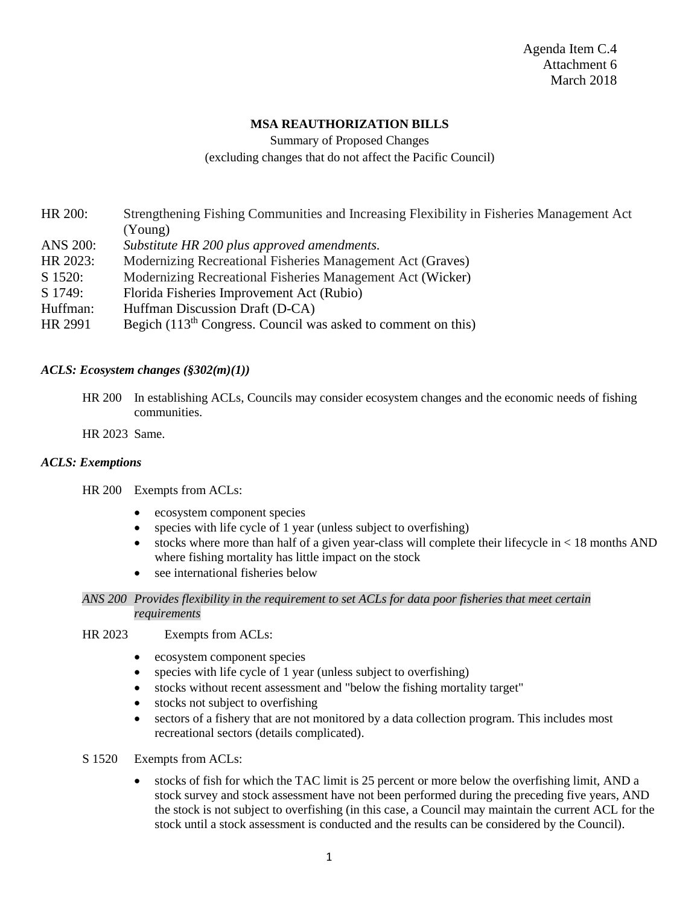Agenda Item C.4
Attachment 6
March 2018

**MSA REAUTHORIZATION BILLS**

Summary of Proposed Changes

(excluding changes that do not affect the Pacific Council)

| | |
|---|---|
| HR 200: | Strengthening Fishing Communities and Increasing Flexibility in Fisheries Management Act (Young) |
| ANS 200: | *Substitute HR 200 plus approved amendments.* |
| HR 2023: | Modernizing Recreational Fisheries Management Act (Graves) |
| S 1520: | Modernizing Recreational Fisheries Management Act (Wicker) |
| S 1749: | Florida Fisheries Improvement Act (Rubio) |
| Huffman: | Huffman Discussion Draft (D-CA) |
| HR 2991 | Begich (113th Congress. Council was asked to comment on this) |

***ACLS: Ecosystem changes (§302(m)(1))***

HR 200 In establishing ACLs, Councils may consider ecosystem changes and the economic needs of fishing communities.

HR 2023 Same.

***ACLS: Exemptions***

HR 200 Exempts from ACLs:

- ecosystem component species
- species with life cycle of 1 year (unless subject to overfishing)
- stocks where more than half of a given year-class will complete their lifecycle in < 18 months AND where fishing mortality has little impact on the stock
- see international fisheries below

*ANS 200 Provides flexibility in the requirement to set ACLs for data poor fisheries that meet certain requirements*

HR 2023 Exempts from ACLs:

- ecosystem component species
- species with life cycle of 1 year (unless subject to overfishing)
- stocks without recent assessment and "below the fishing mortality target"
- stocks not subject to overfishing
- sectors of a fishery that are not monitored by a data collection program. This includes most recreational sectors (details complicated).

S 1520 Exempts from ACLs:

- stocks of fish for which the TAC limit is 25 percent or more below the overfishing limit, AND a stock survey and stock assessment have not been performed during the preceding five years, AND the stock is not subject to overfishing (in this case, a Council may maintain the current ACL for the stock until a stock assessment is conducted and the results can be considered by the Council).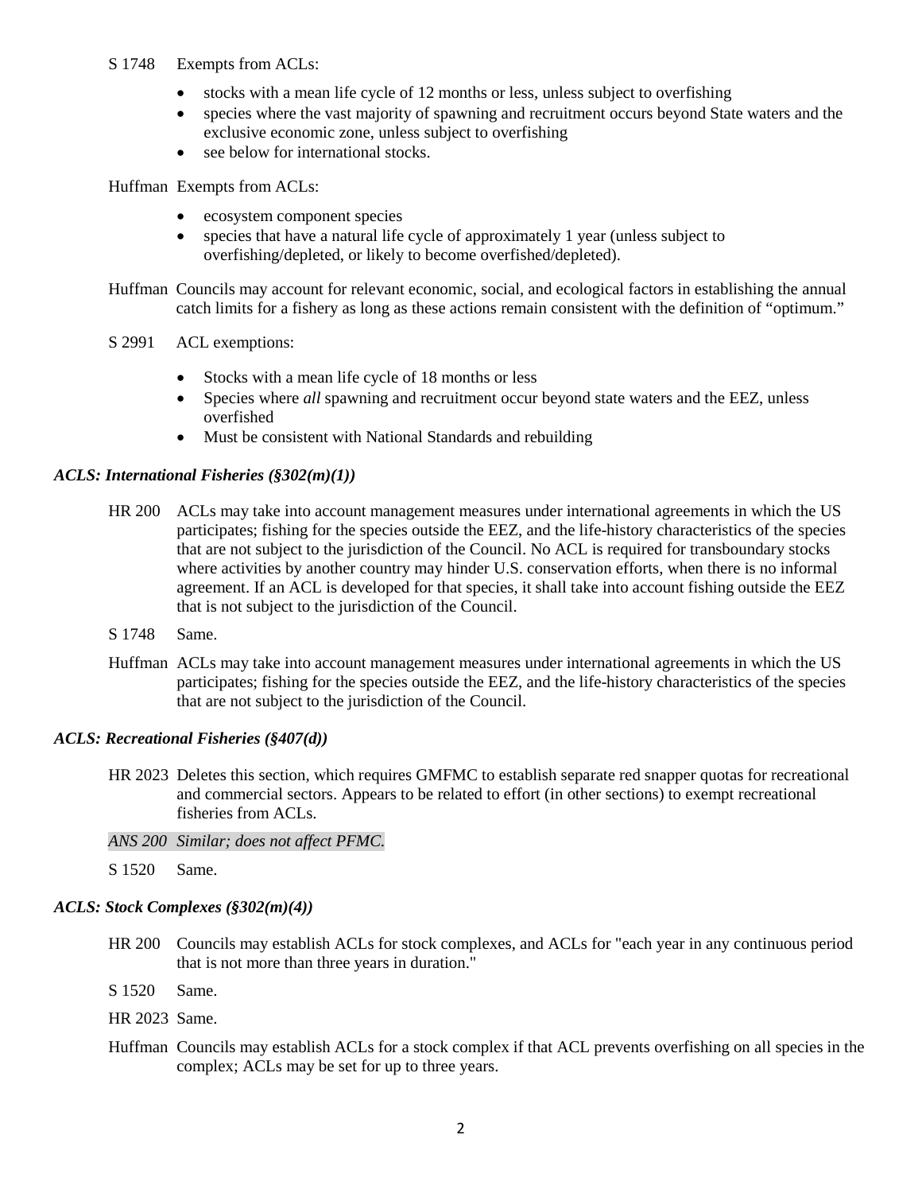S 1748 Exempts from ACLs:

- stocks with a mean life cycle of 12 months or less, unless subject to overfishing
- species where the vast majority of spawning and recruitment occurs beyond State waters and the exclusive economic zone, unless subject to overfishing
- see below for international stocks.

Huffman Exempts from ACLs:

- ecosystem component species
- species that have a natural life cycle of approximately 1 year (unless subject to overfishing/depleted, or likely to become overfished/depleted).

Huffman Councils may account for relevant economic, social, and ecological factors in establishing the annual catch limits for a fishery as long as these actions remain consistent with the definition of "optimum."

S 2991 ACL exemptions:

- Stocks with a mean life cycle of 18 months or less
- Species where *all* spawning and recruitment occur beyond state waters and the EEZ, unless overfished
- Must be consistent with National Standards and rebuilding

### *ACLS: International Fisheries (§302(m)(1))*

HR 200 ACLs may take into account management measures under international agreements in which the US participates; fishing for the species outside the EEZ, and the life-history characteristics of the species that are not subject to the jurisdiction of the Council. No ACL is required for transboundary stocks where activities by another country may hinder U.S. conservation efforts, when there is no informal agreement. If an ACL is developed for that species, it shall take into account fishing outside the EEZ that is not subject to the jurisdiction of the Council.

S 1748 Same.

Huffman ACLs may take into account management measures under international agreements in which the US participates; fishing for the species outside the EEZ, and the life-history characteristics of the species that are not subject to the jurisdiction of the Council.

### *ACLS: Recreational Fisheries (§407(d))*

HR 2023 Deletes this section, which requires GMFMC to establish separate red snapper quotas for recreational and commercial sectors. Appears to be related to effort (in other sections) to exempt recreational fisheries from ACLs.

*ANS 200 Similar; does not affect PFMC.*

S 1520 Same.

### *ACLS: Stock Complexes (§302(m)(4))*

HR 200 Councils may establish ACLs for stock complexes, and ACLs for "each year in any continuous period that is not more than three years in duration."

S 1520 Same.

HR 2023 Same.

Huffman Councils may establish ACLs for a stock complex if that ACL prevents overfishing on all species in the complex; ACLs may be set for up to three years.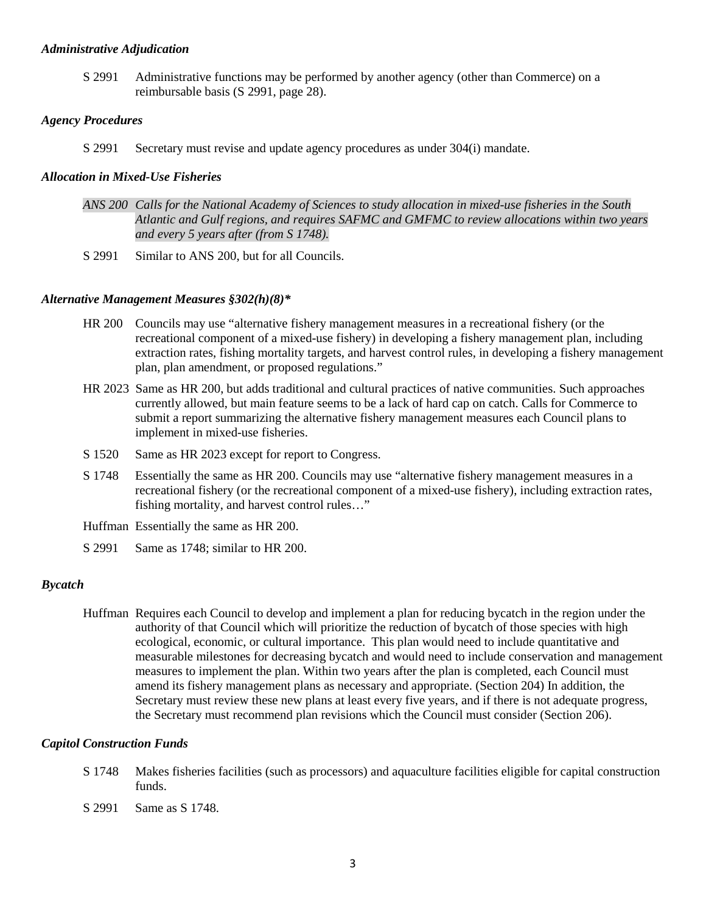### *Administrative Adjudication*

S 2991 Administrative functions may be performed by another agency (other than Commerce) on a reimbursable basis (S 2991, page 28).

### *Agency Procedures*

S 2991 Secretary must revise and update agency procedures as under 304(i) mandate.

### *Allocation in Mixed-Use Fisheries*

*ANS 200 Calls for the National Academy of Sciences to study allocation in mixed-use fisheries in the South Atlantic and Gulf regions, and requires SAFMC and GMFMC to review allocations within two years and every 5 years after (from S 1748).*

S 2991 Similar to ANS 200, but for all Councils.

### *Alternative Management Measures §302(h)(8)**

HR 200 Councils may use "alternative fishery management measures in a recreational fishery (or the recreational component of a mixed-use fishery) in developing a fishery management plan, including extraction rates, fishing mortality targets, and harvest control rules, in developing a fishery management plan, plan amendment, or proposed regulations."

HR 2023 Same as HR 200, but adds traditional and cultural practices of native communities. Such approaches currently allowed, but main feature seems to be a lack of hard cap on catch. Calls for Commerce to submit a report summarizing the alternative fishery management measures each Council plans to implement in mixed-use fisheries.

S 1520 Same as HR 2023 except for report to Congress.

S 1748 Essentially the same as HR 200. Councils may use "alternative fishery management measures in a recreational fishery (or the recreational component of a mixed-use fishery), including extraction rates, fishing mortality, and harvest control rules…"

Huffman Essentially the same as HR 200.

S 2991 Same as 1748; similar to HR 200.

### *Bycatch*

Huffman Requires each Council to develop and implement a plan for reducing bycatch in the region under the authority of that Council which will prioritize the reduction of bycatch of those species with high ecological, economic, or cultural importance. This plan would need to include quantitative and measurable milestones for decreasing bycatch and would need to include conservation and management measures to implement the plan. Within two years after the plan is completed, each Council must amend its fishery management plans as necessary and appropriate. (Section 204) In addition, the Secretary must review these new plans at least every five years, and if there is not adequate progress, the Secretary must recommend plan revisions which the Council must consider (Section 206).

### *Capitol Construction Funds*

S 1748 Makes fisheries facilities (such as processors) and aquaculture facilities eligible for capital construction funds.

S 2991 Same as S 1748.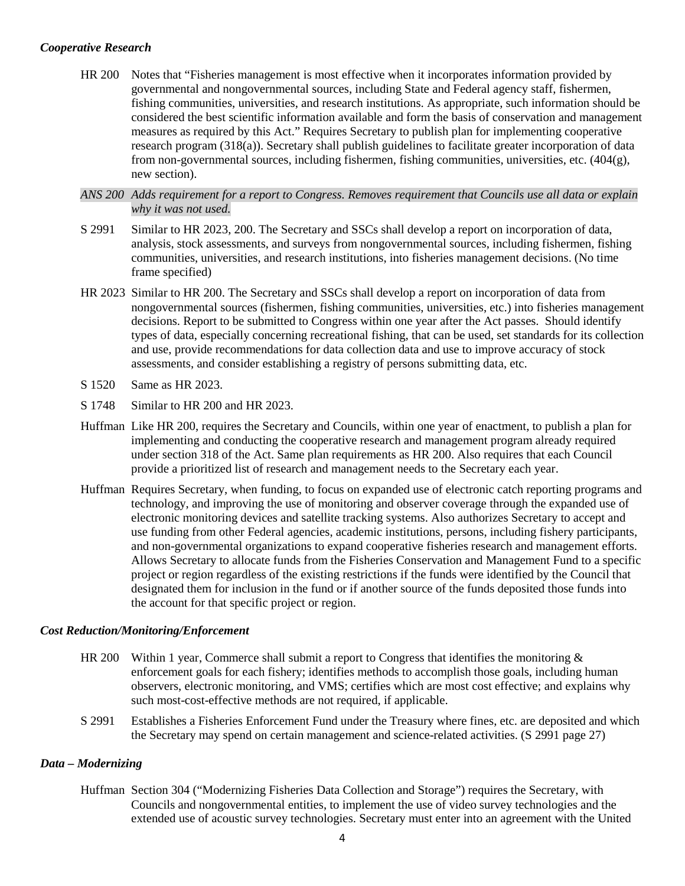### *Cooperative Research*

HR 200 Notes that “Fisheries management is most effective when it incorporates information provided by governmental and nongovernmental sources, including State and Federal agency staff, fishermen, fishing communities, universities, and research institutions. As appropriate, such information should be considered the best scientific information available and form the basis of conservation and management measures as required by this Act.” Requires Secretary to publish plan for implementing cooperative research program (318(a)). Secretary shall publish guidelines to facilitate greater incorporation of data from non-governmental sources, including fishermen, fishing communities, universities, etc. (404(g), new section).

*ANS 200 Adds requirement for a report to Congress. Removes requirement that Councils use all data or explain why it was not used.*

S 2991 Similar to HR 2023, 200. The Secretary and SSCs shall develop a report on incorporation of data, analysis, stock assessments, and surveys from nongovernmental sources, including fishermen, fishing communities, universities, and research institutions, into fisheries management decisions. (No time frame specified)

HR 2023 Similar to HR 200. The Secretary and SSCs shall develop a report on incorporation of data from nongovernmental sources (fishermen, fishing communities, universities, etc.) into fisheries management decisions. Report to be submitted to Congress within one year after the Act passes. Should identify types of data, especially concerning recreational fishing, that can be used, set standards for its collection and use, provide recommendations for data collection data and use to improve accuracy of stock assessments, and consider establishing a registry of persons submitting data, etc.

S 1520 Same as HR 2023.

S 1748 Similar to HR 200 and HR 2023.

Huffman Like HR 200, requires the Secretary and Councils, within one year of enactment, to publish a plan for implementing and conducting the cooperative research and management program already required under section 318 of the Act. Same plan requirements as HR 200. Also requires that each Council provide a prioritized list of research and management needs to the Secretary each year.

Huffman Requires Secretary, when funding, to focus on expanded use of electronic catch reporting programs and technology, and improving the use of monitoring and observer coverage through the expanded use of electronic monitoring devices and satellite tracking systems. Also authorizes Secretary to accept and use funding from other Federal agencies, academic institutions, persons, including fishery participants, and non-governmental organizations to expand cooperative fisheries research and management efforts. Allows Secretary to allocate funds from the Fisheries Conservation and Management Fund to a specific project or region regardless of the existing restrictions if the funds were identified by the Council that designated them for inclusion in the fund or if another source of the funds deposited those funds into the account for that specific project or region.

### *Cost Reduction/Monitoring/Enforcement*

HR 200 Within 1 year, Commerce shall submit a report to Congress that identifies the monitoring & enforcement goals for each fishery; identifies methods to accomplish those goals, including human observers, electronic monitoring, and VMS; certifies which are most cost effective; and explains why such most-cost-effective methods are not required, if applicable.

S 2991 Establishes a Fisheries Enforcement Fund under the Treasury where fines, etc. are deposited and which the Secretary may spend on certain management and science-related activities. (S 2991 page 27)

### *Data – Modernizing*

Huffman Section 304 (“Modernizing Fisheries Data Collection and Storage”) requires the Secretary, with Councils and nongovernmental entities, to implement the use of video survey technologies and the extended use of acoustic survey technologies. Secretary must enter into an agreement with the United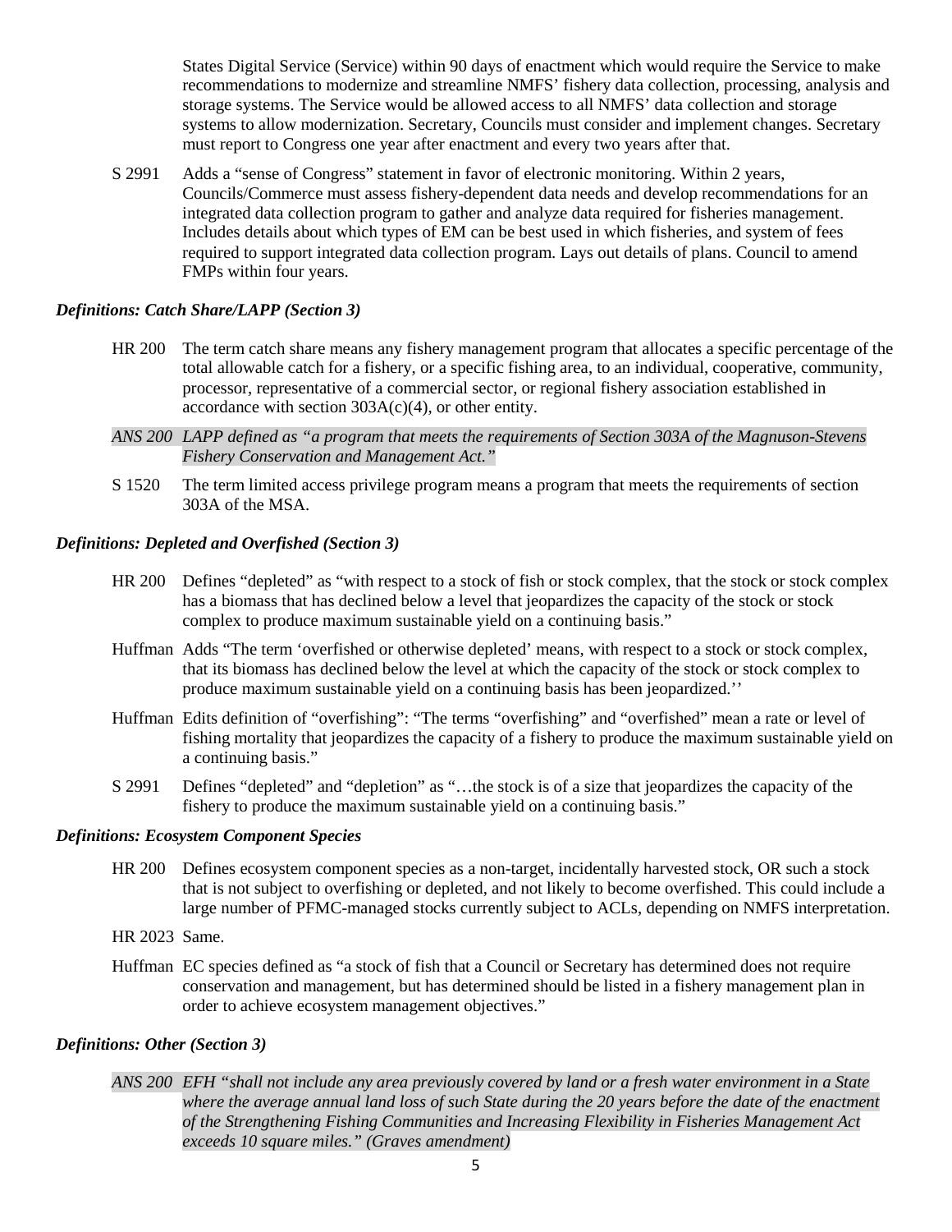States Digital Service (Service) within 90 days of enactment which would require the Service to make recommendations to modernize and streamline NMFS' fishery data collection, processing, analysis and storage systems. The Service would be allowed access to all NMFS' data collection and storage systems to allow modernization. Secretary, Councils must consider and implement changes. Secretary must report to Congress one year after enactment and every two years after that.

S 2991 Adds a "sense of Congress" statement in favor of electronic monitoring. Within 2 years, Councils/Commerce must assess fishery-dependent data needs and develop recommendations for an integrated data collection program to gather and analyze data required for fisheries management. Includes details about which types of EM can be best used in which fisheries, and system of fees required to support integrated data collection program. Lays out details of plans. Council to amend FMPs within four years.

### *Definitions: Catch Share/LAPP (Section 3)*

HR 200 The term catch share means any fishery management program that allocates a specific percentage of the total allowable catch for a fishery, or a specific fishing area, to an individual, cooperative, community, processor, representative of a commercial sector, or regional fishery association established in accordance with section 303A(c)(4), or other entity.

*ANS 200 LAPP defined as "a program that meets the requirements of Section 303A of the Magnuson-Stevens Fishery Conservation and Management Act."*

S 1520 The term limited access privilege program means a program that meets the requirements of section 303A of the MSA.

### *Definitions: Depleted and Overfished (Section 3)*

HR 200 Defines "depleted" as "with respect to a stock of fish or stock complex, that the stock or stock complex has a biomass that has declined below a level that jeopardizes the capacity of the stock or stock complex to produce maximum sustainable yield on a continuing basis."

Huffman Adds "The term 'overfished or otherwise depleted' means, with respect to a stock or stock complex, that its biomass has declined below the level at which the capacity of the stock or stock complex to produce maximum sustainable yield on a continuing basis has been jeopardized.''

Huffman Edits definition of "overfishing": "The terms "overfishing" and "overfished" mean a rate or level of fishing mortality that jeopardizes the capacity of a fishery to produce the maximum sustainable yield on a continuing basis."

S 2991 Defines "depleted" and "depletion" as "…the stock is of a size that jeopardizes the capacity of the fishery to produce the maximum sustainable yield on a continuing basis."

### *Definitions: Ecosystem Component Species*

HR 200 Defines ecosystem component species as a non-target, incidentally harvested stock, OR such a stock that is not subject to overfishing or depleted, and not likely to become overfished. This could include a large number of PFMC-managed stocks currently subject to ACLs, depending on NMFS interpretation.

HR 2023 Same.

Huffman EC species defined as "a stock of fish that a Council or Secretary has determined does not require conservation and management, but has determined should be listed in a fishery management plan in order to achieve ecosystem management objectives."

### *Definitions: Other (Section 3)*

*ANS 200 EFH "shall not include any area previously covered by land or a fresh water environment in a State where the average annual land loss of such State during the 20 years before the date of the enactment of the Strengthening Fishing Communities and Increasing Flexibility in Fisheries Management Act exceeds 10 square miles." (Graves amendment)*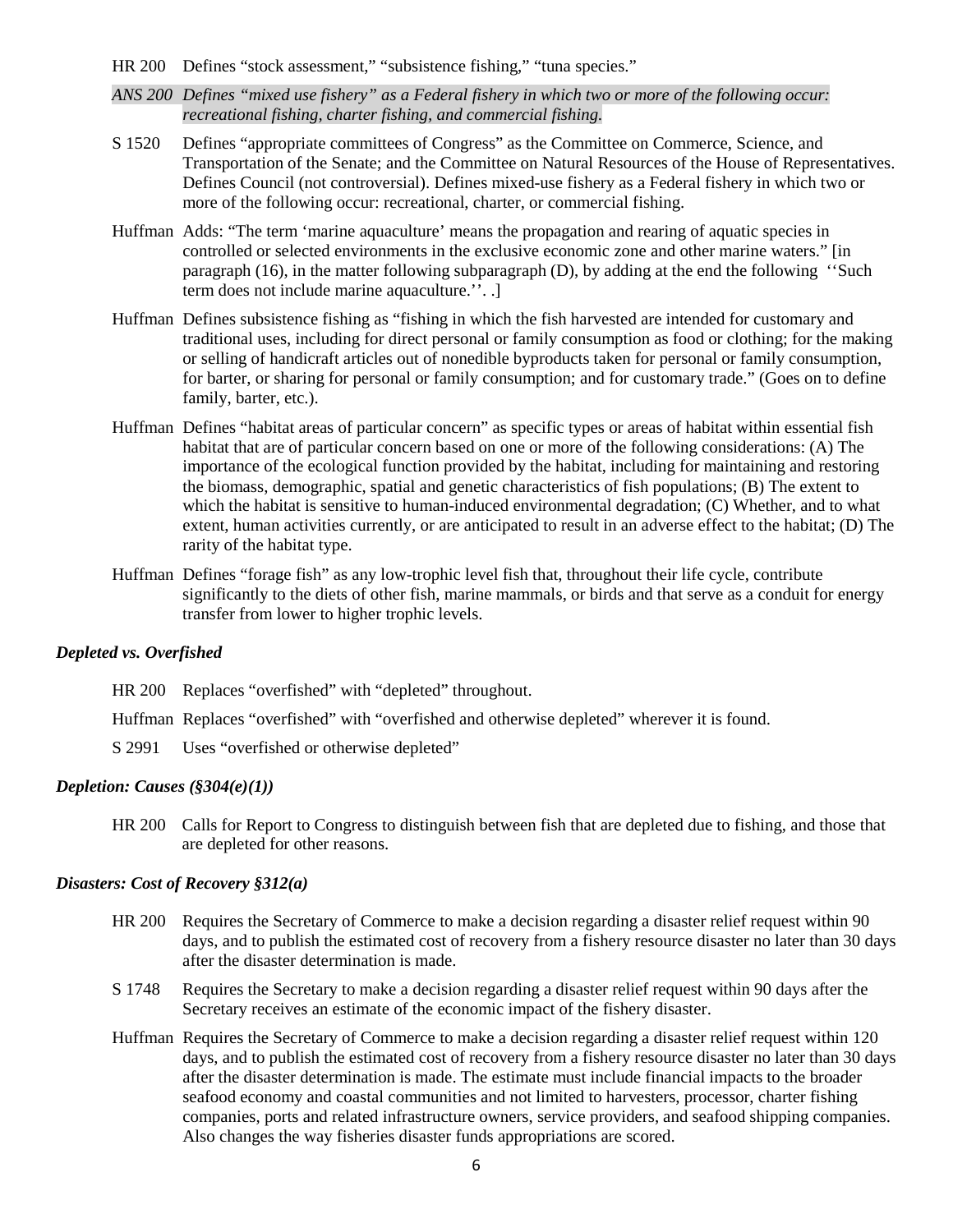HR 200 Defines "stock assessment," "subsistence fishing," "tuna species."

*ANS 200 Defines "mixed use fishery" as a Federal fishery in which two or more of the following occur: recreational fishing, charter fishing, and commercial fishing.*

S 1520 Defines "appropriate committees of Congress" as the Committee on Commerce, Science, and Transportation of the Senate; and the Committee on Natural Resources of the House of Representatives. Defines Council (not controversial). Defines mixed-use fishery as a Federal fishery in which two or more of the following occur: recreational, charter, or commercial fishing.

Huffman Adds: "The term 'marine aquaculture' means the propagation and rearing of aquatic species in controlled or selected environments in the exclusive economic zone and other marine waters." [in paragraph (16), in the matter following subparagraph (D), by adding at the end the following ''Such term does not include marine aquaculture.''. .]

Huffman Defines subsistence fishing as "fishing in which the fish harvested are intended for customary and traditional uses, including for direct personal or family consumption as food or clothing; for the making or selling of handicraft articles out of nonedible byproducts taken for personal or family consumption, for barter, or sharing for personal or family consumption; and for customary trade." (Goes on to define family, barter, etc.).

Huffman Defines "habitat areas of particular concern" as specific types or areas of habitat within essential fish habitat that are of particular concern based on one or more of the following considerations: (A) The importance of the ecological function provided by the habitat, including for maintaining and restoring the biomass, demographic, spatial and genetic characteristics of fish populations; (B) The extent to which the habitat is sensitive to human-induced environmental degradation; (C) Whether, and to what extent, human activities currently, or are anticipated to result in an adverse effect to the habitat; (D) The rarity of the habitat type.

Huffman Defines "forage fish" as any low-trophic level fish that, throughout their life cycle, contribute significantly to the diets of other fish, marine mammals, or birds and that serve as a conduit for energy transfer from lower to higher trophic levels.

### *Depleted vs. Overfished*

HR 200 Replaces "overfished" with "depleted" throughout.

Huffman Replaces "overfished" with "overfished and otherwise depleted" wherever it is found.

S 2991 Uses "overfished or otherwise depleted"

### *Depletion: Causes (§304(e)(1))*

HR 200 Calls for Report to Congress to distinguish between fish that are depleted due to fishing, and those that are depleted for other reasons.

### *Disasters: Cost of Recovery §312(a)*

HR 200 Requires the Secretary of Commerce to make a decision regarding a disaster relief request within 90 days, and to publish the estimated cost of recovery from a fishery resource disaster no later than 30 days after the disaster determination is made.

S 1748 Requires the Secretary to make a decision regarding a disaster relief request within 90 days after the Secretary receives an estimate of the economic impact of the fishery disaster.

Huffman Requires the Secretary of Commerce to make a decision regarding a disaster relief request within 120 days, and to publish the estimated cost of recovery from a fishery resource disaster no later than 30 days after the disaster determination is made. The estimate must include financial impacts to the broader seafood economy and coastal communities and not limited to harvesters, processor, charter fishing companies, ports and related infrastructure owners, service providers, and seafood shipping companies. Also changes the way fisheries disaster funds appropriations are scored.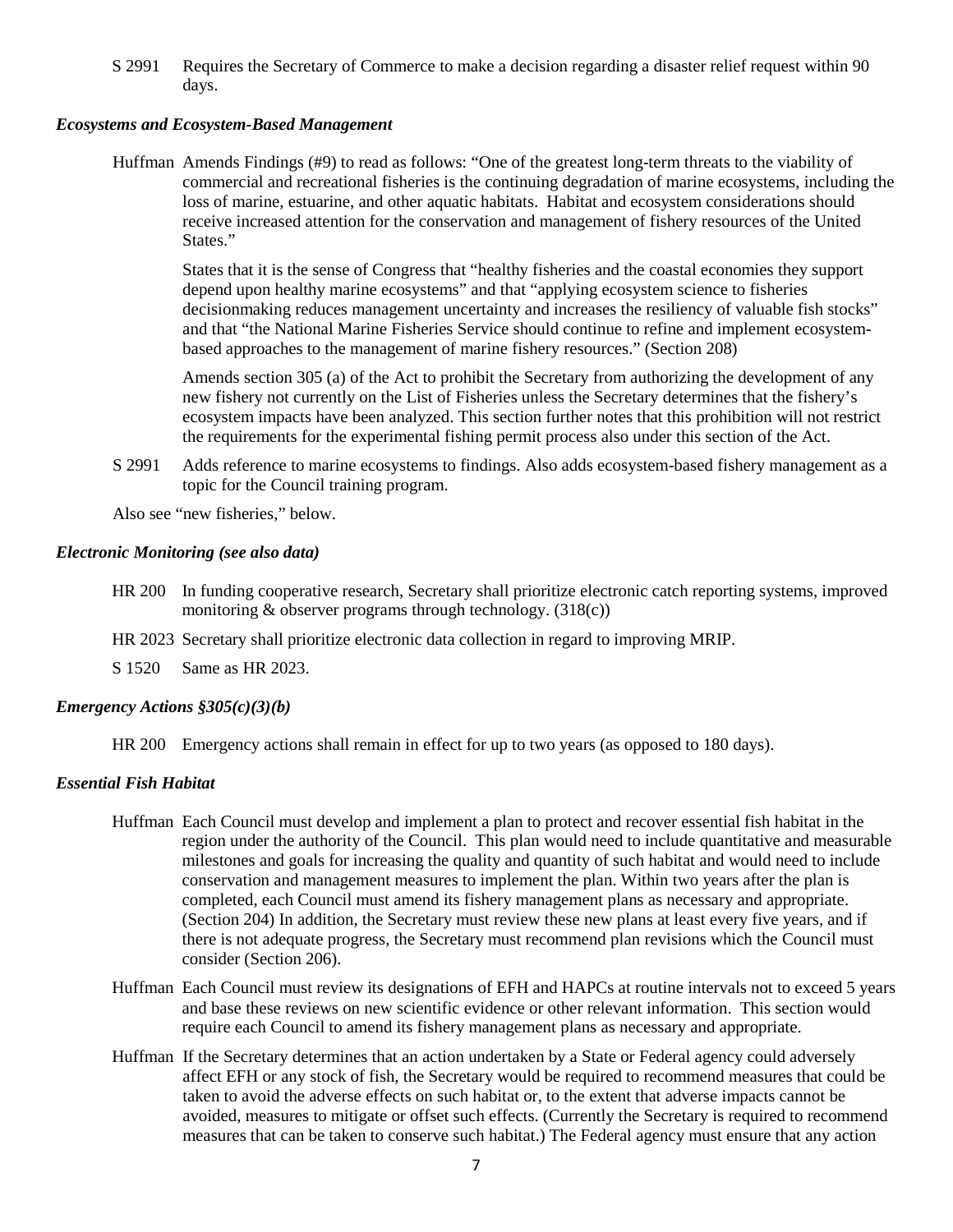S 2991 Requires the Secretary of Commerce to make a decision regarding a disaster relief request within 90 days.

***Ecosystems and Ecosystem-Based Management***

Huffman Amends Findings (#9) to read as follows: "One of the greatest long-term threats to the viability of commercial and recreational fisheries is the continuing degradation of marine ecosystems, including the loss of marine, estuarine, and other aquatic habitats. Habitat and ecosystem considerations should receive increased attention for the conservation and management of fishery resources of the United States."

States that it is the sense of Congress that "healthy fisheries and the coastal economies they support depend upon healthy marine ecosystems" and that "applying ecosystem science to fisheries decisionmaking reduces management uncertainty and increases the resiliency of valuable fish stocks" and that "the National Marine Fisheries Service should continue to refine and implement ecosystem-based approaches to the management of marine fishery resources." (Section 208)

Amends section 305 (a) of the Act to prohibit the Secretary from authorizing the development of any new fishery not currently on the List of Fisheries unless the Secretary determines that the fishery's ecosystem impacts have been analyzed. This section further notes that this prohibition will not restrict the requirements for the experimental fishing permit process also under this section of the Act.

S 2991 Adds reference to marine ecosystems to findings. Also adds ecosystem-based fishery management as a topic for the Council training program.

Also see "new fisheries," below.

***Electronic Monitoring (see also data)***

HR 200 In funding cooperative research, Secretary shall prioritize electronic catch reporting systems, improved monitoring & observer programs through technology. (318(c))

HR 2023 Secretary shall prioritize electronic data collection in regard to improving MRIP.

S 1520 Same as HR 2023.

***Emergency Actions §305(c)(3)(b)***

HR 200 Emergency actions shall remain in effect for up to two years (as opposed to 180 days).

***Essential Fish Habitat***

Huffman Each Council must develop and implement a plan to protect and recover essential fish habitat in the region under the authority of the Council. This plan would need to include quantitative and measurable milestones and goals for increasing the quality and quantity of such habitat and would need to include conservation and management measures to implement the plan. Within two years after the plan is completed, each Council must amend its fishery management plans as necessary and appropriate. (Section 204) In addition, the Secretary must review these new plans at least every five years, and if there is not adequate progress, the Secretary must recommend plan revisions which the Council must consider (Section 206).

Huffman Each Council must review its designations of EFH and HAPCs at routine intervals not to exceed 5 years and base these reviews on new scientific evidence or other relevant information. This section would require each Council to amend its fishery management plans as necessary and appropriate.

Huffman If the Secretary determines that an action undertaken by a State or Federal agency could adversely affect EFH or any stock of fish, the Secretary would be required to recommend measures that could be taken to avoid the adverse effects on such habitat or, to the extent that adverse impacts cannot be avoided, measures to mitigate or offset such effects. (Currently the Secretary is required to recommend measures that can be taken to conserve such habitat.) The Federal agency must ensure that any action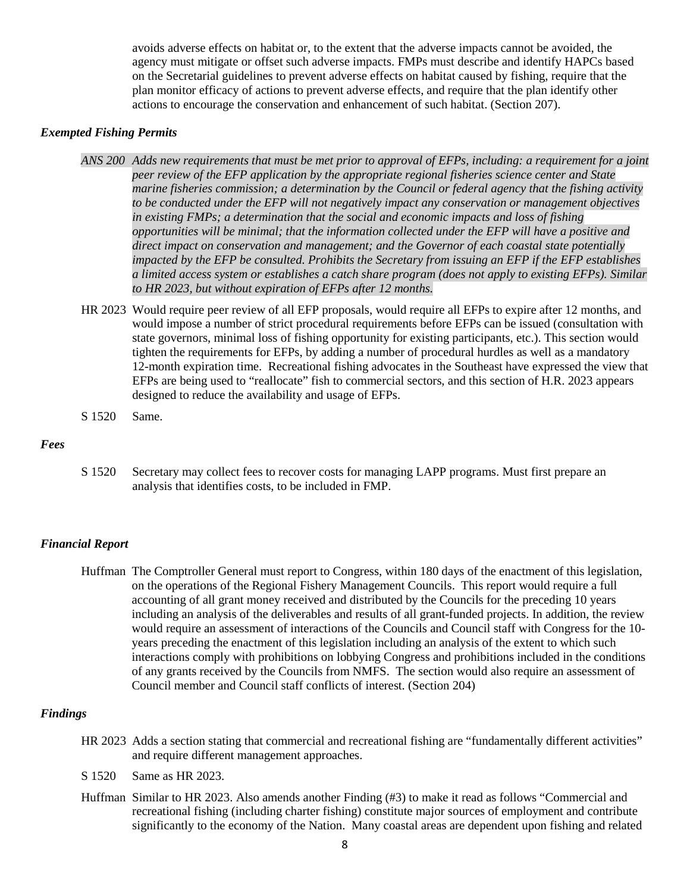avoids adverse effects on habitat or, to the extent that the adverse impacts cannot be avoided, the agency must mitigate or offset such adverse impacts. FMPs must describe and identify HAPCs based on the Secretarial guidelines to prevent adverse effects on habitat caused by fishing, require that the plan monitor efficacy of actions to prevent adverse effects, and require that the plan identify other actions to encourage the conservation and enhancement of such habitat. (Section 207).

### *Exempted Fishing Permits*

*ANS 200 Adds new requirements that must be met prior to approval of EFPs, including: a requirement for a joint peer review of the EFP application by the appropriate regional fisheries science center and State marine fisheries commission; a determination by the Council or federal agency that the fishing activity to be conducted under the EFP will not negatively impact any conservation or management objectives in existing FMPs; a determination that the social and economic impacts and loss of fishing opportunities will be minimal; that the information collected under the EFP will have a positive and direct impact on conservation and management; and the Governor of each coastal state potentially impacted by the EFP be consulted. Prohibits the Secretary from issuing an EFP if the EFP establishes a limited access system or establishes a catch share program (does not apply to existing EFPs). Similar to HR 2023, but without expiration of EFPs after 12 months.*

HR 2023 Would require peer review of all EFP proposals, would require all EFPs to expire after 12 months, and would impose a number of strict procedural requirements before EFPs can be issued (consultation with state governors, minimal loss of fishing opportunity for existing participants, etc.). This section would tighten the requirements for EFPs, by adding a number of procedural hurdles as well as a mandatory 12-month expiration time. Recreational fishing advocates in the Southeast have expressed the view that EFPs are being used to “reallocate” fish to commercial sectors, and this section of H.R. 2023 appears designed to reduce the availability and usage of EFPs.

S 1520 Same.

### *Fees*

S 1520 Secretary may collect fees to recover costs for managing LAPP programs. Must first prepare an analysis that identifies costs, to be included in FMP.

### *Financial Report*

Huffman The Comptroller General must report to Congress, within 180 days of the enactment of this legislation, on the operations of the Regional Fishery Management Councils. This report would require a full accounting of all grant money received and distributed by the Councils for the preceding 10 years including an analysis of the deliverables and results of all grant-funded projects. In addition, the review would require an assessment of interactions of the Councils and Council staff with Congress for the 10-years preceding the enactment of this legislation including an analysis of the extent to which such interactions comply with prohibitions on lobbying Congress and prohibitions included in the conditions of any grants received by the Councils from NMFS. The section would also require an assessment of Council member and Council staff conflicts of interest. (Section 204)

### *Findings*

HR 2023 Adds a section stating that commercial and recreational fishing are “fundamentally different activities” and require different management approaches.

S 1520 Same as HR 2023.

Huffman Similar to HR 2023. Also amends another Finding (#3) to make it read as follows “Commercial and recreational fishing (including charter fishing) constitute major sources of employment and contribute significantly to the economy of the Nation. Many coastal areas are dependent upon fishing and related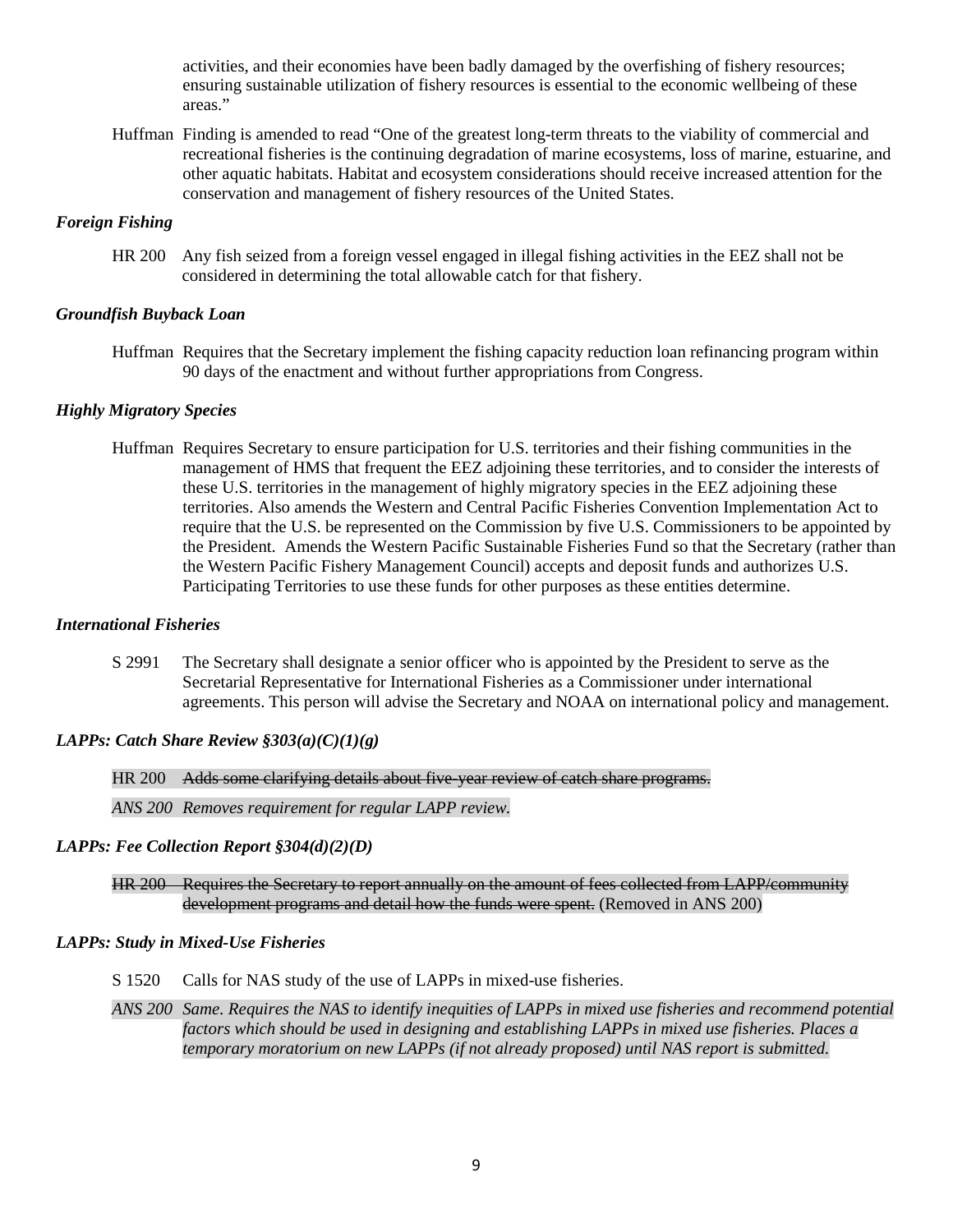activities, and their economies have been badly damaged by the overfishing of fishery resources; ensuring sustainable utilization of fishery resources is essential to the economic wellbeing of these areas."

Huffman Finding is amended to read "One of the greatest long-term threats to the viability of commercial and recreational fisheries is the continuing degradation of marine ecosystems, loss of marine, estuarine, and other aquatic habitats. Habitat and ecosystem considerations should receive increased attention for the conservation and management of fishery resources of the United States.

### *Foreign Fishing*

HR 200 Any fish seized from a foreign vessel engaged in illegal fishing activities in the EEZ shall not be considered in determining the total allowable catch for that fishery.

### *Groundfish Buyback Loan*

Huffman Requires that the Secretary implement the fishing capacity reduction loan refinancing program within 90 days of the enactment and without further appropriations from Congress.

### *Highly Migratory Species*

Huffman Requires Secretary to ensure participation for U.S. territories and their fishing communities in the management of HMS that frequent the EEZ adjoining these territories, and to consider the interests of these U.S. territories in the management of highly migratory species in the EEZ adjoining these territories. Also amends the Western and Central Pacific Fisheries Convention Implementation Act to require that the U.S. be represented on the Commission by five U.S. Commissioners to be appointed by the President. Amends the Western Pacific Sustainable Fisheries Fund so that the Secretary (rather than the Western Pacific Fishery Management Council) accepts and deposit funds and authorizes U.S. Participating Territories to use these funds for other purposes as these entities determine.

### *International Fisheries*

S 2991 The Secretary shall designate a senior officer who is appointed by the President to serve as the Secretarial Representative for International Fisheries as a Commissioner under international agreements. This person will advise the Secretary and NOAA on international policy and management.

### *LAPPs: Catch Share Review §303(a)(C)(1)(g)*

HR 200 ~~Adds some clarifying details about five-year review of catch share programs.~~

*ANS 200 Removes requirement for regular LAPP review.*

### *LAPPs: Fee Collection Report §304(d)(2)(D)*

~~HR 200 Requires the Secretary to report annually on the amount of fees collected from LAPP/community development programs and detail how the funds were spent.~~ (Removed in ANS 200)

### *LAPPs: Study in Mixed-Use Fisheries*

S 1520 Calls for NAS study of the use of LAPPs in mixed-use fisheries.

*ANS 200 Same. Requires the NAS to identify inequities of LAPPs in mixed use fisheries and recommend potential factors which should be used in designing and establishing LAPPs in mixed use fisheries. Places a temporary moratorium on new LAPPs (if not already proposed) until NAS report is submitted.*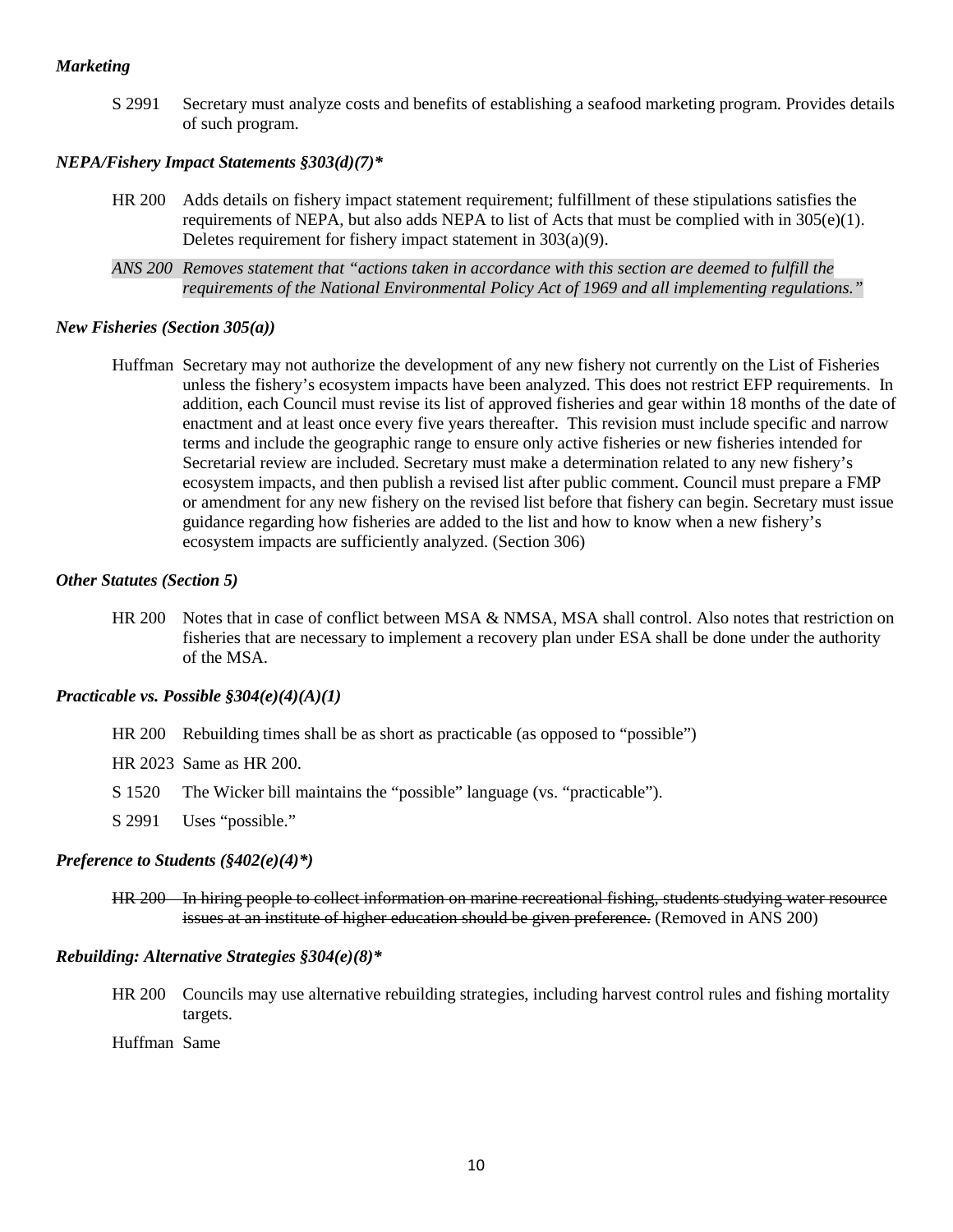***Marketing***

S 2991 Secretary must analyze costs and benefits of establishing a seafood marketing program. Provides details of such program.

***NEPA/Fishery Impact Statements §303(d)(7)****

HR 200 Adds details on fishery impact statement requirement; fulfillment of these stipulations satisfies the requirements of NEPA, but also adds NEPA to list of Acts that must be complied with in 305(e)(1). Deletes requirement for fishery impact statement in 303(a)(9).

*ANS 200 Removes statement that "actions taken in accordance with this section are deemed to fulfill the requirements of the National Environmental Policy Act of 1969 and all implementing regulations."*

***New Fisheries (Section 305(a))***

Huffman Secretary may not authorize the development of any new fishery not currently on the List of Fisheries unless the fishery's ecosystem impacts have been analyzed. This does not restrict EFP requirements. In addition, each Council must revise its list of approved fisheries and gear within 18 months of the date of enactment and at least once every five years thereafter. This revision must include specific and narrow terms and include the geographic range to ensure only active fisheries or new fisheries intended for Secretarial review are included. Secretary must make a determination related to any new fishery's ecosystem impacts, and then publish a revised list after public comment. Council must prepare a FMP or amendment for any new fishery on the revised list before that fishery can begin. Secretary must issue guidance regarding how fisheries are added to the list and how to know when a new fishery's ecosystem impacts are sufficiently analyzed. (Section 306)

***Other Statutes (Section 5)***

HR 200 Notes that in case of conflict between MSA & NMSA, MSA shall control. Also notes that restriction on fisheries that are necessary to implement a recovery plan under ESA shall be done under the authority of the MSA.

***Practicable vs. Possible §304(e)(4)(A)(1)***

HR 200 Rebuilding times shall be as short as practicable (as opposed to "possible")

HR 2023 Same as HR 200.

S 1520 The Wicker bill maintains the "possible" language (vs. "practicable").

S 2991 Uses "possible."

***Preference to Students (§402(e)(4)*)***

~~HR 200 In hiring people to collect information on marine recreational fishing, students studying water resource issues at an institute of higher education should be given preference.~~ (Removed in ANS 200)

***Rebuilding: Alternative Strategies §304(e)(8)****

HR 200 Councils may use alternative rebuilding strategies, including harvest control rules and fishing mortality targets.

Huffman Same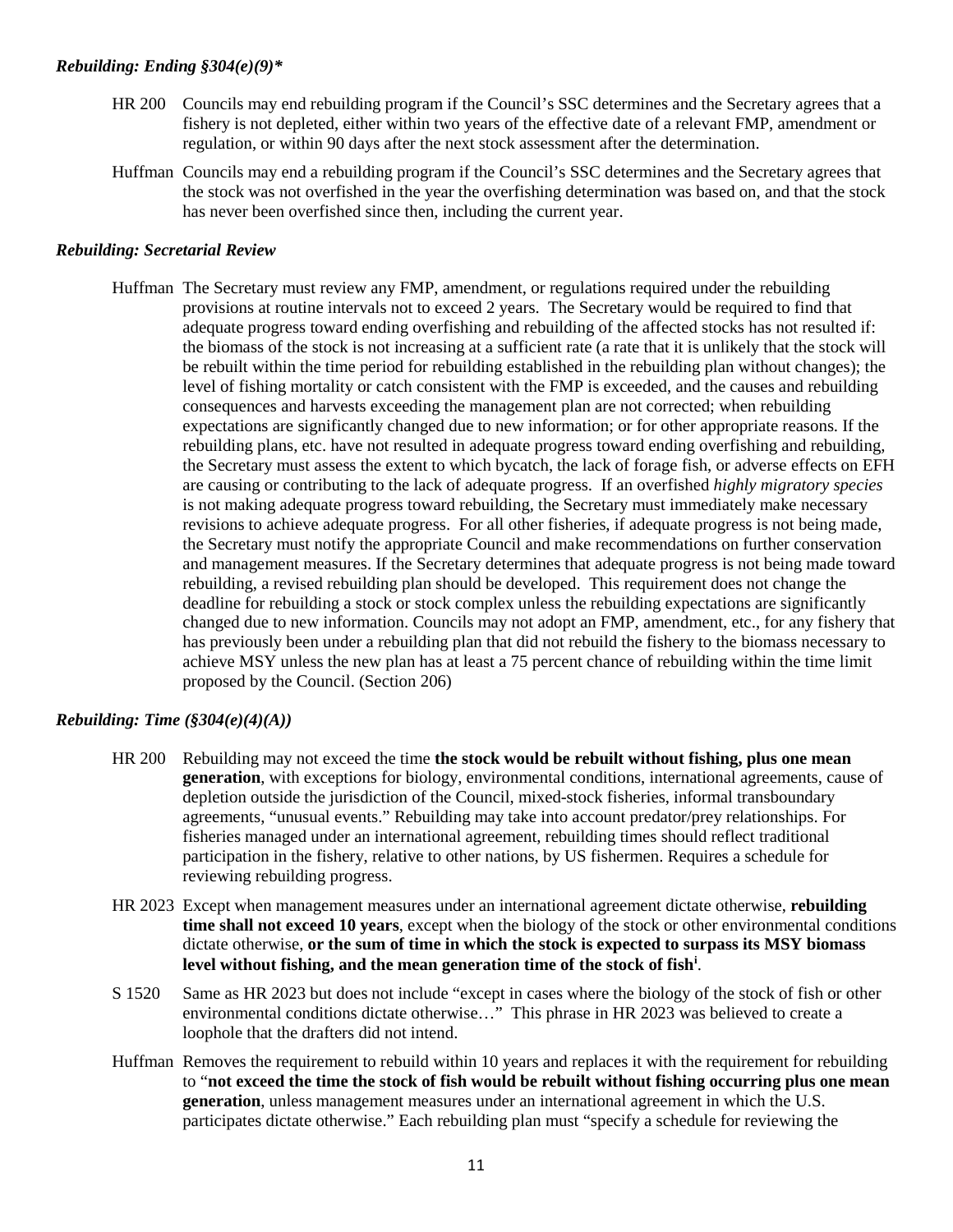### *Rebuilding: Ending §304(e)(9)**

**HR 200** Councils may end rebuilding program if the Council's SSC determines and the Secretary agrees that a fishery is not depleted, either within two years of the effective date of a relevant FMP, amendment or regulation, or within 90 days after the next stock assessment after the determination.

**Huffman** Councils may end a rebuilding program if the Council's SSC determines and the Secretary agrees that the stock was not overfished in the year the overfishing determination was based on, and that the stock has never been overfished since then, including the current year.

### *Rebuilding: Secretarial Review*

**Huffman** The Secretary must review any FMP, amendment, or regulations required under the rebuilding provisions at routine intervals not to exceed 2 years. The Secretary would be required to find that adequate progress toward ending overfishing and rebuilding of the affected stocks has not resulted if: the biomass of the stock is not increasing at a sufficient rate (a rate that it is unlikely that the stock will be rebuilt within the time period for rebuilding established in the rebuilding plan without changes); the level of fishing mortality or catch consistent with the FMP is exceeded, and the causes and rebuilding consequences and harvests exceeding the management plan are not corrected; when rebuilding expectations are significantly changed due to new information; or for other appropriate reasons. If the rebuilding plans, etc. have not resulted in adequate progress toward ending overfishing and rebuilding, the Secretary must assess the extent to which bycatch, the lack of forage fish, or adverse effects on EFH are causing or contributing to the lack of adequate progress. If an overfished *highly migratory species* is not making adequate progress toward rebuilding, the Secretary must immediately make necessary revisions to achieve adequate progress. For all other fisheries, if adequate progress is not being made, the Secretary must notify the appropriate Council and make recommendations on further conservation and management measures. If the Secretary determines that adequate progress is not being made toward rebuilding, a revised rebuilding plan should be developed. This requirement does not change the deadline for rebuilding a stock or stock complex unless the rebuilding expectations are significantly changed due to new information. Councils may not adopt an FMP, amendment, etc., for any fishery that has previously been under a rebuilding plan that did not rebuild the fishery to the biomass necessary to achieve MSY unless the new plan has at least a 75 percent chance of rebuilding within the time limit proposed by the Council. (Section 206)

### *Rebuilding: Time (§304(e)(4)(A))*

**HR 200** Rebuilding may not exceed the time **the stock would be rebuilt without fishing, plus one mean generation**, with exceptions for biology, environmental conditions, international agreements, cause of depletion outside the jurisdiction of the Council, mixed-stock fisheries, informal transboundary agreements, "unusual events." Rebuilding may take into account predator/prey relationships. For fisheries managed under an international agreement, rebuilding times should reflect traditional participation in the fishery, relative to other nations, by US fishermen. Requires a schedule for reviewing rebuilding progress.

**HR 2023** Except when management measures under an international agreement dictate otherwise, **rebuilding time shall not exceed 10 years**, except when the biology of the stock or other environmental conditions dictate otherwise, **or the sum of time in which the stock is expected to surpass its MSY biomass level without fishing, and the mean generation time of the stock of fish**[i].

**S 1520** Same as HR 2023 but does not include "except in cases where the biology of the stock of fish or other environmental conditions dictate otherwise…" This phrase in HR 2023 was believed to create a loophole that the drafters did not intend.

**Huffman** Removes the requirement to rebuild within 10 years and replaces it with the requirement for rebuilding to "**not exceed the time the stock of fish would be rebuilt without fishing occurring plus one mean generation**, unless management measures under an international agreement in which the U.S. participates dictate otherwise." Each rebuilding plan must "specify a schedule for reviewing the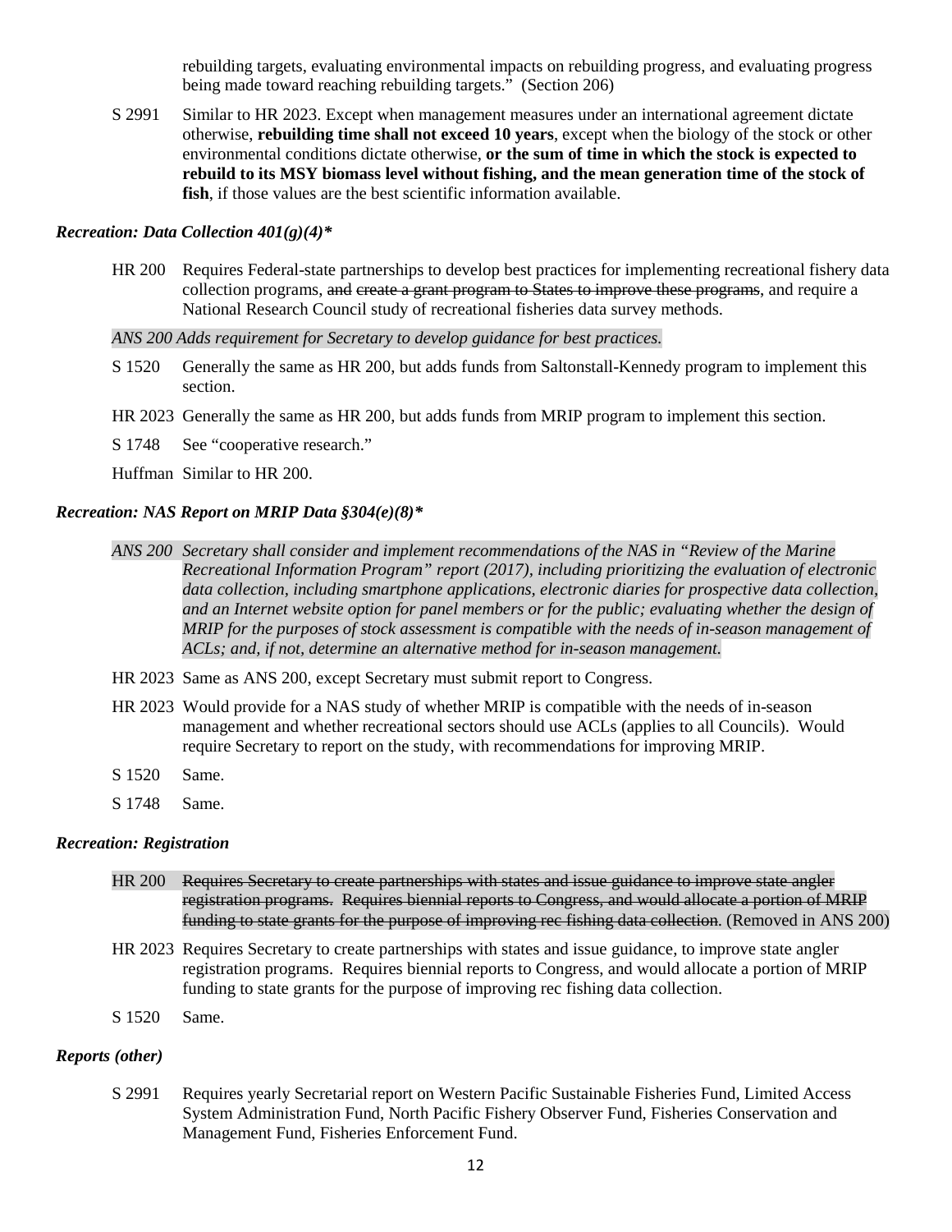rebuilding targets, evaluating environmental impacts on rebuilding progress, and evaluating progress being made toward reaching rebuilding targets." (Section 206)

S 2991 Similar to HR 2023. Except when management measures under an international agreement dictate otherwise, **rebuilding time shall not exceed 10 years**, except when the biology of the stock or other environmental conditions dictate otherwise, **or the sum of time in which the stock is expected to rebuild to its MSY biomass level without fishing, and the mean generation time of the stock of fish**, if those values are the best scientific information available.

***Recreation: Data Collection 401(g)(4)****

HR 200 Requires Federal-state partnerships to develop best practices for implementing recreational fishery data collection programs, ~~and create a grant program to States to improve these programs~~, and require a National Research Council study of recreational fisheries data survey methods.

*ANS 200 Adds requirement for Secretary to develop guidance for best practices.*

S 1520 Generally the same as HR 200, but adds funds from Saltonstall-Kennedy program to implement this section.

HR 2023 Generally the same as HR 200, but adds funds from MRIP program to implement this section.

S 1748 See "cooperative research."

Huffman Similar to HR 200.

***Recreation: NAS Report on MRIP Data §304(e)(8)****

*ANS 200 Secretary shall consider and implement recommendations of the NAS in "Review of the Marine Recreational Information Program" report (2017), including prioritizing the evaluation of electronic data collection, including smartphone applications, electronic diaries for prospective data collection, and an Internet website option for panel members or for the public; evaluating whether the design of MRIP for the purposes of stock assessment is compatible with the needs of in-season management of ACLs; and, if not, determine an alternative method for in-season management.*

HR 2023 Same as ANS 200, except Secretary must submit report to Congress.

HR 2023 Would provide for a NAS study of whether MRIP is compatible with the needs of in-season management and whether recreational sectors should use ACLs (applies to all Councils). Would require Secretary to report on the study, with recommendations for improving MRIP.

S 1520 Same.

S 1748 Same.

***Recreation: Registration***

HR 200 ~~Requires Secretary to create partnerships with states and issue guidance to improve state angler registration programs. Requires biennial reports to Congress, and would allocate a portion of MRIP funding to state grants for the purpose of improving rec fishing data collection.~~ (Removed in ANS 200)

HR 2023 Requires Secretary to create partnerships with states and issue guidance, to improve state angler registration programs. Requires biennial reports to Congress, and would allocate a portion of MRIP funding to state grants for the purpose of improving rec fishing data collection.

S 1520 Same.

***Reports (other)***

S 2991 Requires yearly Secretarial report on Western Pacific Sustainable Fisheries Fund, Limited Access System Administration Fund, North Pacific Fishery Observer Fund, Fisheries Conservation and Management Fund, Fisheries Enforcement Fund.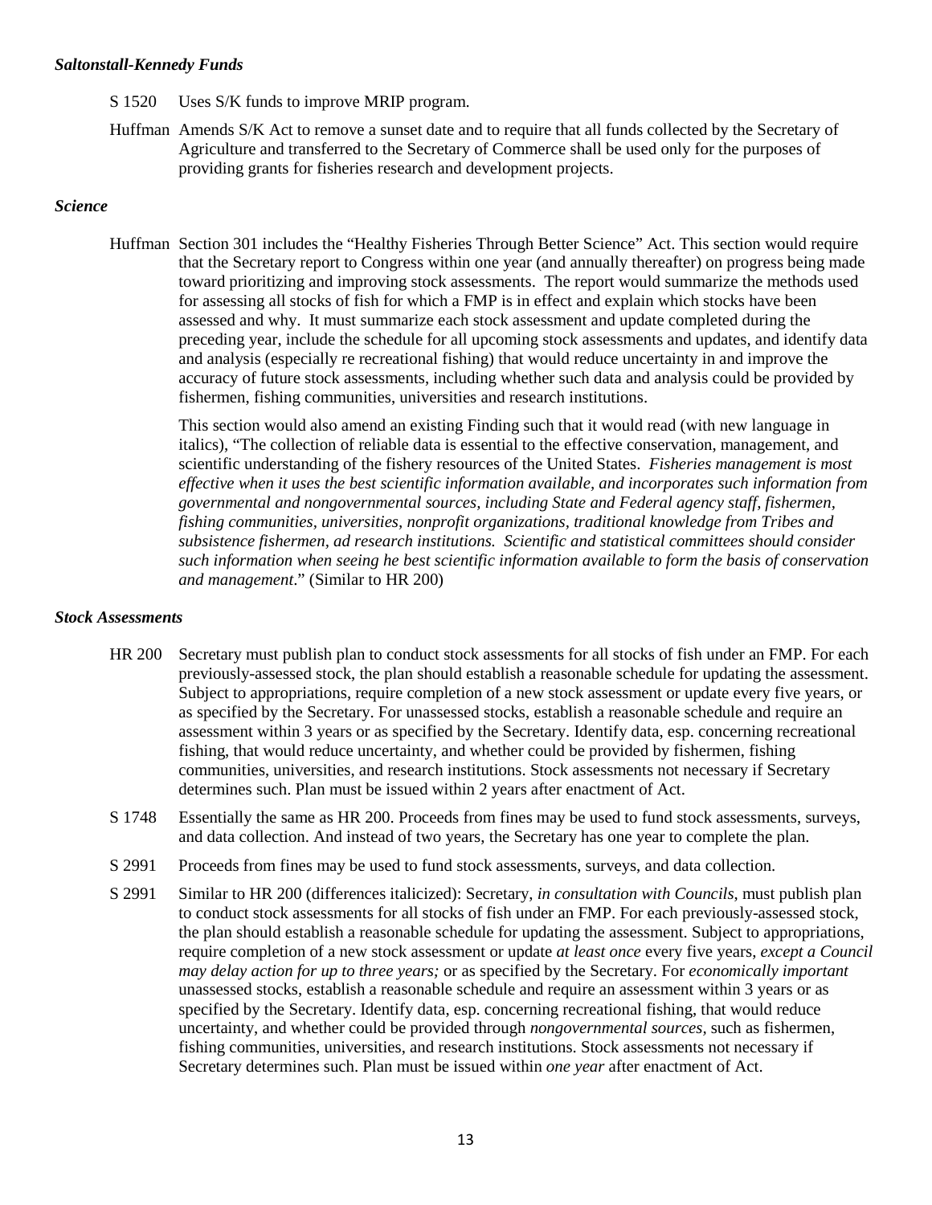### *Saltonstall-Kennedy Funds*

S 1520 Uses S/K funds to improve MRIP program.

Huffman Amends S/K Act to remove a sunset date and to require that all funds collected by the Secretary of Agriculture and transferred to the Secretary of Commerce shall be used only for the purposes of providing grants for fisheries research and development projects.

### *Science*

Huffman Section 301 includes the "Healthy Fisheries Through Better Science" Act. This section would require that the Secretary report to Congress within one year (and annually thereafter) on progress being made toward prioritizing and improving stock assessments. The report would summarize the methods used for assessing all stocks of fish for which a FMP is in effect and explain which stocks have been assessed and why. It must summarize each stock assessment and update completed during the preceding year, include the schedule for all upcoming stock assessments and updates, and identify data and analysis (especially re recreational fishing) that would reduce uncertainty in and improve the accuracy of future stock assessments, including whether such data and analysis could be provided by fishermen, fishing communities, universities and research institutions.

This section would also amend an existing Finding such that it would read (with new language in italics), "The collection of reliable data is essential to the effective conservation, management, and scientific understanding of the fishery resources of the United States. *Fisheries management is most effective when it uses the best scientific information available, and incorporates such information from governmental and nongovernmental sources, including State and Federal agency staff, fishermen, fishing communities, universities, nonprofit organizations, traditional knowledge from Tribes and subsistence fishermen, ad research institutions. Scientific and statistical committees should consider such information when seeing he best scientific information available to form the basis of conservation and management*." (Similar to HR 200)

### *Stock Assessments*

HR 200 Secretary must publish plan to conduct stock assessments for all stocks of fish under an FMP. For each previously-assessed stock, the plan should establish a reasonable schedule for updating the assessment. Subject to appropriations, require completion of a new stock assessment or update every five years, or as specified by the Secretary. For unassessed stocks, establish a reasonable schedule and require an assessment within 3 years or as specified by the Secretary. Identify data, esp. concerning recreational fishing, that would reduce uncertainty, and whether could be provided by fishermen, fishing communities, universities, and research institutions. Stock assessments not necessary if Secretary determines such. Plan must be issued within 2 years after enactment of Act.

S 1748 Essentially the same as HR 200. Proceeds from fines may be used to fund stock assessments, surveys, and data collection. And instead of two years, the Secretary has one year to complete the plan.

S 2991 Proceeds from fines may be used to fund stock assessments, surveys, and data collection.

S 2991 Similar to HR 200 (differences italicized): Secretary, *in consultation with Councils*, must publish plan to conduct stock assessments for all stocks of fish under an FMP. For each previously-assessed stock, the plan should establish a reasonable schedule for updating the assessment. Subject to appropriations, require completion of a new stock assessment or update *at least once* every five years, *except a Council may delay action for up to three years;* or as specified by the Secretary. For *economically important* unassessed stocks, establish a reasonable schedule and require an assessment within 3 years or as specified by the Secretary. Identify data, esp. concerning recreational fishing, that would reduce uncertainty, and whether could be provided through *nongovernmental sources*, such as fishermen, fishing communities, universities, and research institutions. Stock assessments not necessary if Secretary determines such. Plan must be issued within *one year* after enactment of Act.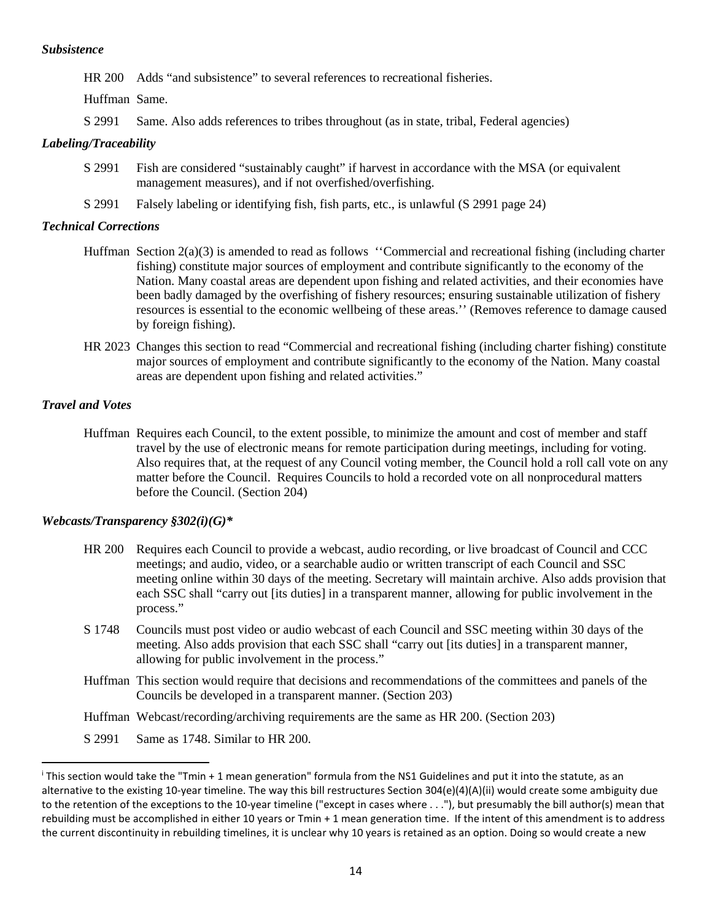### *Subsistence*

HR 200 Adds "and subsistence" to several references to recreational fisheries.

Huffman Same.

S 2991 Same. Also adds references to tribes throughout (as in state, tribal, Federal agencies)

### *Labeling/Traceability*

S 2991 Fish are considered "sustainably caught" if harvest in accordance with the MSA (or equivalent management measures), and if not overfished/overfishing.

S 2991 Falsely labeling or identifying fish, fish parts, etc., is unlawful (S 2991 page 24)

### *Technical Corrections*

Huffman Section 2(a)(3) is amended to read as follows ''Commercial and recreational fishing (including charter fishing) constitute major sources of employment and contribute significantly to the economy of the Nation. Many coastal areas are dependent upon fishing and related activities, and their economies have been badly damaged by the overfishing of fishery resources; ensuring sustainable utilization of fishery resources is essential to the economic wellbeing of these areas.'' (Removes reference to damage caused by foreign fishing).

HR 2023 Changes this section to read "Commercial and recreational fishing (including charter fishing) constitute major sources of employment and contribute significantly to the economy of the Nation. Many coastal areas are dependent upon fishing and related activities."

### *Travel and Votes*

Huffman Requires each Council, to the extent possible, to minimize the amount and cost of member and staff travel by the use of electronic means for remote participation during meetings, including for voting. Also requires that, at the request of any Council voting member, the Council hold a roll call vote on any matter before the Council. Requires Councils to hold a recorded vote on all nonprocedural matters before the Council. (Section 204)

### *Webcasts/Transparency §302(i)(G)\**

HR 200 Requires each Council to provide a webcast, audio recording, or live broadcast of Council and CCC meetings; and audio, video, or a searchable audio or written transcript of each Council and SSC meeting online within 30 days of the meeting. Secretary will maintain archive. Also adds provision that each SSC shall "carry out [its duties] in a transparent manner, allowing for public involvement in the process."

S 1748 Councils must post video or audio webcast of each Council and SSC meeting within 30 days of the meeting. Also adds provision that each SSC shall "carry out [its duties] in a transparent manner, allowing for public involvement in the process."

Huffman This section would require that decisions and recommendations of the committees and panels of the Councils be developed in a transparent manner. (Section 203)

Huffman Webcast/recording/archiving requirements are the same as HR 200. (Section 203)

S 2991 Same as 1748. Similar to HR 200.

---

[i] This section would take the "Tmin + 1 mean generation" formula from the NS1 Guidelines and put it into the statute, as an alternative to the existing 10-year timeline. The way this bill restructures Section 304(e)(4)(A)(ii) would create some ambiguity due to the retention of the exceptions to the 10-year timeline ("except in cases where . . ."), but presumably the bill author(s) mean that rebuilding must be accomplished in either 10 years or Tmin + 1 mean generation time. If the intent of this amendment is to address the current discontinuity in rebuilding timelines, it is unclear why 10 years is retained as an option. Doing so would create a new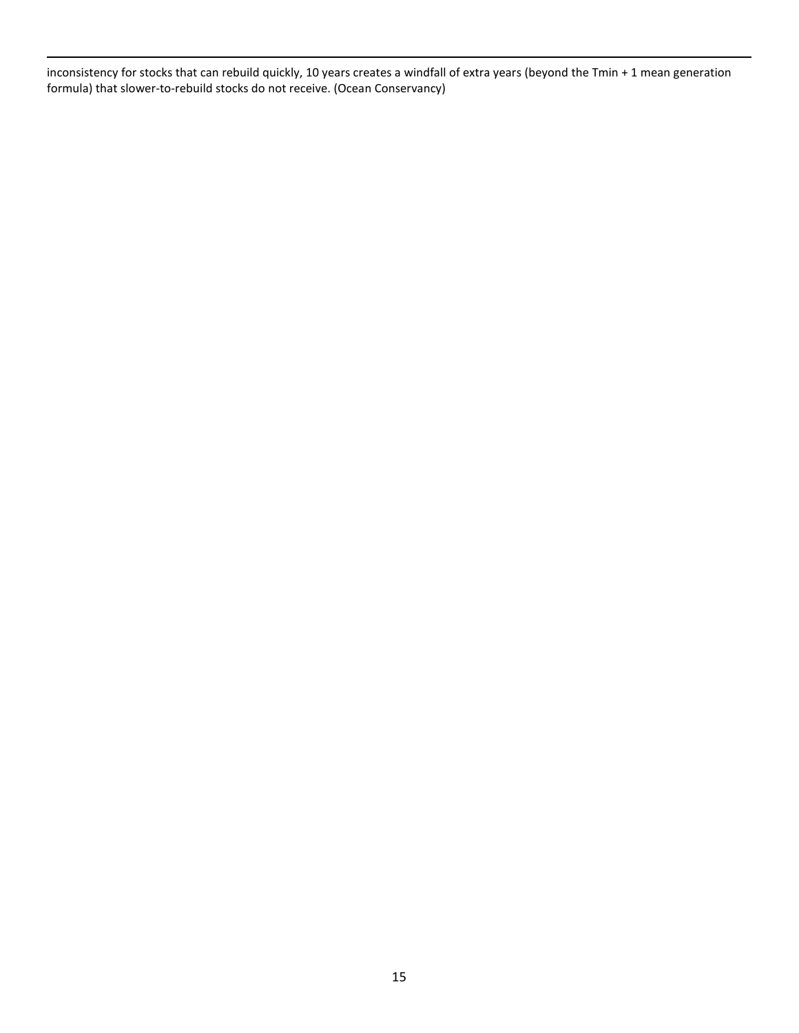inconsistency for stocks that can rebuild quickly, 10 years creates a windfall of extra years (beyond the Tmin + 1 mean generation formula) that slower-to-rebuild stocks do not receive. (Ocean Conservancy)